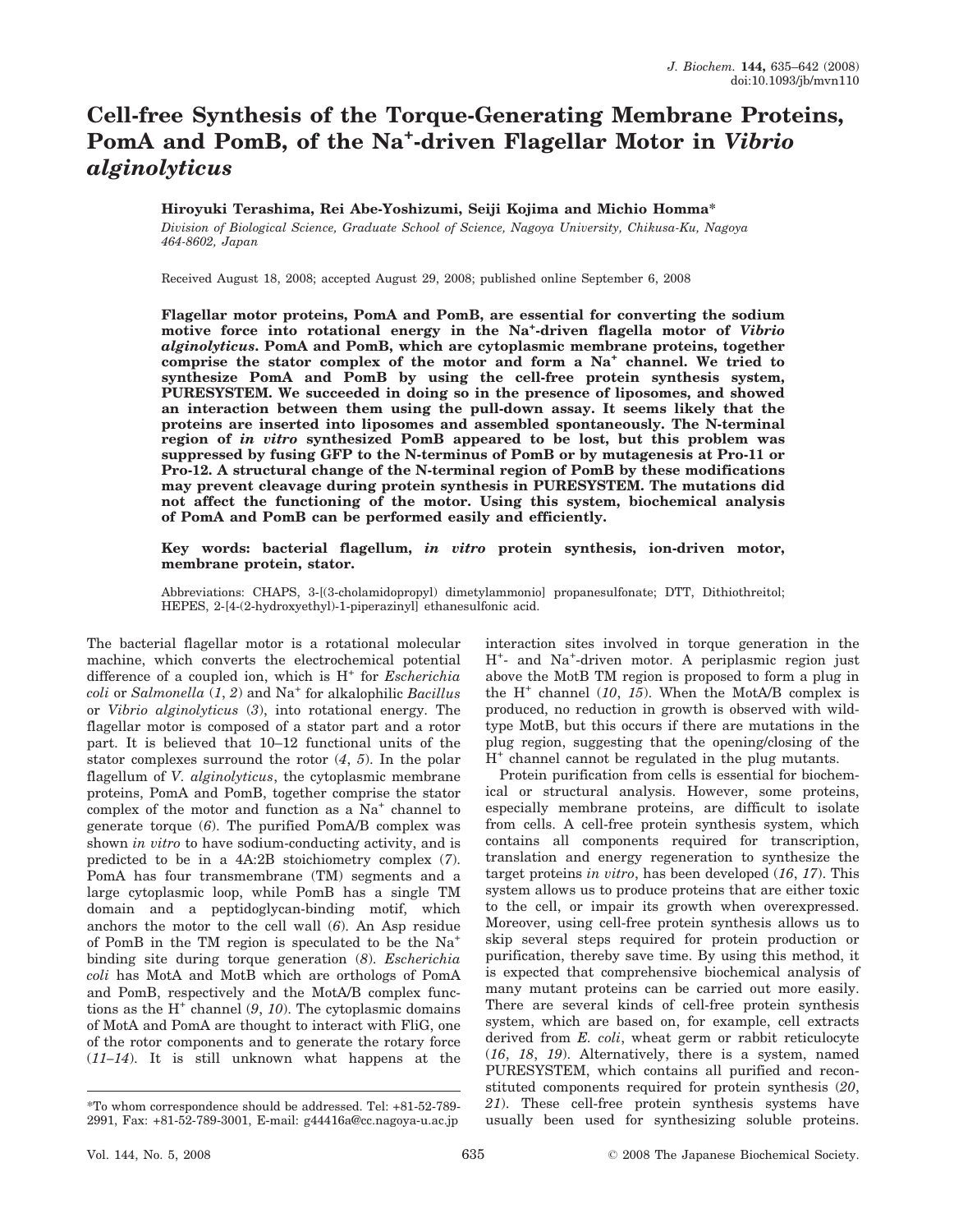# Cell-free Synthesis of the Torque-Generating Membrane Proteins, PomA and PomB, of the $Na^+$-driven Flagellar Motor in *Vibrio alginolyticus*

**Hiroyuki Terashima, Rei Abe-Yoshizumi, Seiji Kojima and Michio Homma***

*Division of Biological Science, Graduate School of Science, Nagoya University, Chikusa-Ku, Nagoya 464-8602, Japan*

Received August 18, 2008; accepted August 29, 2008; published online September 6, 2008

**Flagellar motor proteins, PomA and PomB, are essential for converting the sodium motive force into rotational energy in the $Na^+$-driven flagella motor of *Vibrio alginolyticus*. PomA and PomB, which are cytoplasmic membrane proteins, together comprise the stator complex of the motor and form a $Na^+$ channel. We tried to synthesize PomA and PomB by using the cell-free protein synthesis system, PURESYSTEM. We succeeded in doing so in the presence of liposomes, and showed an interaction between them using the pull-down assay. It seems likely that the proteins are inserted into liposomes and assembled spontaneously. The N-terminal region of *in vitro* synthesized PomB appeared to be lost, but this problem was suppressed by fusing GFP to the N-terminus of PomB or by mutagenesis at Pro-11 or Pro-12. A structural change of the N-terminal region of PomB by these modifications may prevent cleavage during protein synthesis in PURESYSTEM. The mutations did not affect the functioning of the motor. Using this system, biochemical analysis of PomA and PomB can be performed easily and efficiently.**

**Key words: bacterial flagellum, *in vitro* protein synthesis, ion-driven motor, membrane protein, stator.**

Abbreviations: CHAPS, 3-[(3-cholamidopropyl) dimetylammonio] propanesulfonate; DTT, Dithiothreitol; HEPES, 2-[4-(2-hydroxyethyl)-1-piperazinyl] ethanesulfonic acid.

The bacterial flagellar motor is a rotational molecular machine, which converts the electrochemical potential difference of a coupled ion, which is $H^+$ for *Escherichia coli* or *Salmonella* (*1*, *2*) and $Na^+$ for alkalophilic *Bacillus* or *Vibrio alginolyticus* (*3*), into rotational energy. The flagellar motor is composed of a stator part and a rotor part. It is believed that 10–12 functional units of the stator complexes surround the rotor (*4*, *5*). In the polar flagellum of *V. alginolyticus*, the cytoplasmic membrane proteins, PomA and PomB, together comprise the stator complex of the motor and function as a $Na^+$ channel to generate torque (*6*). The purified PomA/B complex was shown *in vitro* to have sodium-conducting activity, and is predicted to be in a 4A:2B stoichiometry complex (*7*). PomA has four transmembrane (TM) segments and a large cytoplasmic loop, while PomB has a single TM domain and a peptidoglycan-binding motif, which anchors the motor to the cell wall (*6*). An Asp residue of PomB in the TM region is speculated to be the $Na^+$ binding site during torque generation (*8*). *Escherichia coli* has MotA and MotB which are orthologs of PomA and PomB, respectively and the MotA/B complex functions as the $H^+$ channel (*9*, *10*). The cytoplasmic domains of MotA and PomA are thought to interact with FliG, one of the rotor components and to generate the rotary force (*11*–*14*). It is still unknown what happens at the interaction sites involved in torque generation in the $H^+$- and $Na^+$-driven motor. A periplasmic region just above the MotB TM region is proposed to form a plug in the $H^+$ channel (*10*, *15*). When the MotA/B complex is produced, no reduction in growth is observed with wild-type MotB, but this occurs if there are mutations in the plug region, suggesting that the opening/closing of the $H^+$ channel cannot be regulated in the plug mutants.

Protein purification from cells is essential for biochemical or structural analysis. However, some proteins, especially membrane proteins, are difficult to isolate from cells. A cell-free protein synthesis system, which contains all components required for transcription, translation and energy regeneration to synthesize the target proteins *in vitro*, has been developed (*16*, *17*). This system allows us to produce proteins that are either toxic to the cell, or impair its growth when overexpressed. Moreover, using cell-free protein synthesis allows us to skip several steps required for protein production or purification, thereby save time. By using this method, it is expected that comprehensive biochemical analysis of many mutant proteins can be carried out more easily. There are several kinds of cell-free protein synthesis system, which are based on, for example, cell extracts derived from *E. coli*, wheat germ or rabbit reticulocyte (*16*, *18*, *19*). Alternatively, there is a system, named PURESYSTEM, which contains all purified and reconstituted components required for protein synthesis (*20*, *21*). These cell-free protein synthesis systems have usually been used for synthesizing soluble proteins.

*To whom correspondence should be addressed. Tel: +81-52-789-2991, Fax: +81-52-789-3001, E-mail: g44416a@cc.nagoya-u.ac.jp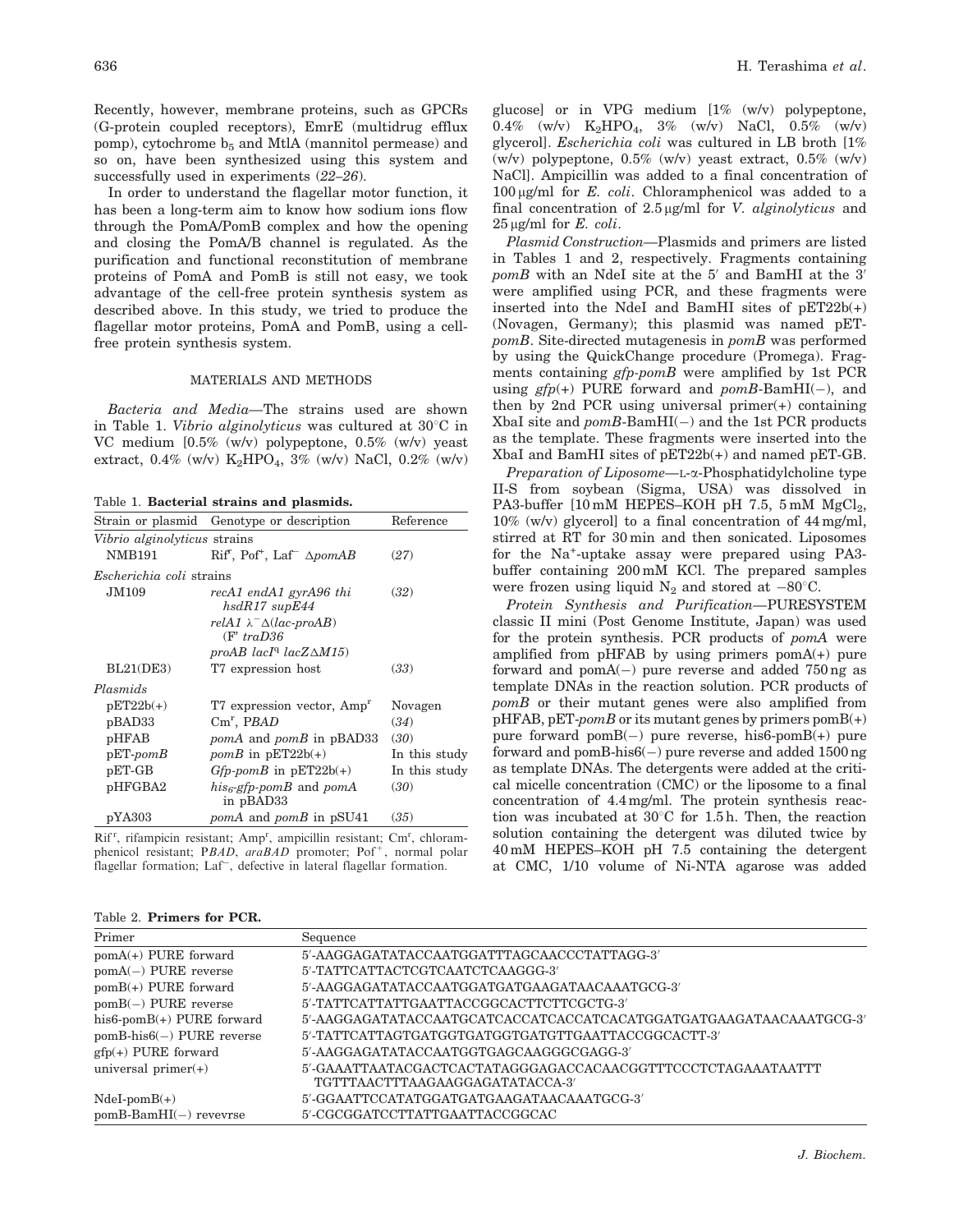Recently, however, membrane proteins, such as GPCRs (G-protein coupled receptors), EmrE (multidrug efflux pomp), cytochrome $b_5$ and MtlA (mannitol permease) and so on, have been synthesized using this system and successfully used in experiments (*22–26*).

In order to understand the flagellar motor function, it has been a long-term aim to know how sodium ions flow through the PomA/PomB complex and how the opening and closing the PomA/B channel is regulated. As the purification and functional reconstitution of membrane proteins of PomA and PomB is still not easy, we took advantage of the cell-free protein synthesis system as described above. In this study, we tried to produce the flagellar motor proteins, PomA and PomB, using a cell-free protein synthesis system.

## MATERIALS AND METHODS

*Bacteria and Media*—The strains used are shown in Table 1. *Vibrio alginolyticus* was cultured at 30°C in VC medium [0.5% (w/v) polypeptone, 0.5% (w/v) yeast extract, 0.4% (w/v) $K_2HPO_4$, 3% (w/v) NaCl, 0.2% (w/v) glucose] or in VPG medium [1% (w/v) polypeptone, 0.4% (w/v) $K_2HPO_4$, 3% (w/v) NaCl, 0.5% (w/v) glycerol]. *Escherichia coli* was cultured in LB broth [1% (w/v) polypeptone, 0.5% (w/v) yeast extract, 0.5% (w/v) NaCl]. Ampicillin was added to a final concentration of 100 μg/ml for *E. coli*. Chloramphenicol was added to a final concentration of 2.5 μg/ml for *V. alginolyticus* and 25 μg/ml for *E. coli*.

Table 1. **Bacterial strains and plasmids.**

| Strain or plasmid | Genotype or description | Reference |
|---|---|---|
| *Vibrio alginolyticus* strains | | |
| NMB191 | Rif[r], Pof[+], Laf[−] Δ*pomAB* | (*27*) |
| *Escherichia coli* strains | | |
| JM109 | *recA1 endA1 gyrA96 thi hsdR17 supE44 relA1* λ[−]Δ(*lac-proAB*) (F' *traD36 proAB lacI*[q] *lacZ*ΔM15) | (*32*) |
| BL21(DE3) | T7 expression host | (*33*) |
| *Plasmids* | | |
| pET22b(+) | T7 expression vector, Amp[r] | Novagen |
| pBAD33 | Cm[r], P*BAD* | (*34*) |
| pHFAB | *pomA* and *pomB* in pBAD33 | (*30*) |
| pET-*pomB* | *pomB* in pET22b(+) | In this study |
| pET-GB | *Gfp-pomB* in pET22b(+) | In this study |
| pHFGBA2 | *his*[6]*-gfp-pomB* and *pomA* in pBAD33 | (*30*) |
| pYA303 | *pomA* and *pomB* in pSU41 | (*35*) |

Rif[r], rifampicin resistant; Amp[r], ampicillin resistant; Cm[r], chloramphenicol resistant; P*BAD*, *araBAD* promoter; Pof[+], normal polar flagellar formation; Laf[−], defective in lateral flagellar formation.

*Plasmid Construction*—Plasmids and primers are listed in Tables 1 and 2, respectively. Fragments containing *pomB* with an NdeI site at the 5′ and BamHI at the 3′ were amplified using PCR, and these fragments were inserted into the NdeI and BamHI sites of pET22b(+) (Novagen, Germany); this plasmid was named pET-*pomB*. Site-directed mutagenesis in *pomB* was performed by using the QuickChange procedure (Promega). Fragments containing *gfp-pomB* were amplified by 1st PCR using *gfp*(+) PURE forward and *pomB*-BamHI(−), and then by 2nd PCR using universal primer(+) containing XbaI site and *pomB*-BamHI(−) and the 1st PCR products as the template. These fragments were inserted into the XbaI and BamHI sites of pET22b(+) and named pET-GB.

*Preparation of Liposome*—L-α-Phosphatidylcholine type II-S from soybean (Sigma, USA) was dissolved in PA3-buffer [10 mM HEPES–KOH pH 7.5, 5 mM $MgCl_2$, 10% (w/v) glycerol] to a final concentration of 44 mg/ml, stirred at RT for 30 min and then sonicated. Liposomes for the $Na^+$-uptake assay were prepared using PA3-buffer containing 200 mM KCl. The prepared samples were frozen using liquid $N_2$ and stored at −80°C.

*Protein Synthesis and Purification*—PURESYSTEM classic II mini (Post Genome Institute, Japan) was used for the protein synthesis. PCR products of *pomA* were amplified from pHFAB by using primers pomA(+) pure forward and pomA(−) pure reverse and added 750 ng as template DNAs in the reaction solution. PCR products of *pomB* or their mutant genes were also amplified from pHFAB, pET-*pomB* or its mutant genes by primers pomB(+) pure forward pomB(−) pure reverse, his6-pomB(+) pure forward and pomB-his6(−) pure reverse and added 1500 ng as template DNAs. The detergents were added at the critical micelle concentration (CMC) or the liposome to a final concentration of 4.4 mg/ml. The protein synthesis reaction was incubated at 30°C for 1.5 h. Then, the reaction solution containing the detergent was diluted twice by 40 mM HEPES–KOH pH 7.5 containing the detergent at CMC, 1/10 volume of Ni-NTA agarose was added

Table 2. **Primers for PCR.**

| Primer | Sequence |
|---|---|
| pomA(+) PURE forward | 5′-AAGGAGATATACCAATGGATTTAGCAACCCTATTAGG-3′ |
| pomA(−) PURE reverse | 5′-TATTCATTACTCGTCAATCTCAAGGG-3′ |
| pomB(+) PURE forward | 5′-AAGGAGATATACCAATGGATGATGAAGATAACAAATGCG-3′ |
| pomB(−) PURE reverse | 5′-TATTCATTATTGAATTACCGGCACTTCTTCGCTG-3′ |
| his6-pomB(+) PURE forward | 5′-AAGGAGATATACCAATGCATCACCATCACCATCACATGGATGATGAAGATAACAAATGCG-3′ |
| pomB-his6(−) PURE reverse | 5′-TATTCATTAGTGATGGTGATGGTGATGTTGAATTACCGGCACTT-3′ |
| gfp(+) PURE forward | 5′-AAGGAGATATACCAATGGTGAGCAAGGGCGAGG-3′ |
| universal primer(+) | 5′-GAAATTAATACGACTCACTATAGGGAGACCACAACGGTTTCCCTCTAGAAATAATTTTGTTTAACTTTAAGAAGGAGATATACCA-3′ |
| NdeI-pomB(+) | 5′-GGAATTCCATATGGATGATGAAGATAACAAATGCG-3′ |
| pomB-BamHI(−) revevrse | 5′-CGCGGATCCTTATTGAATTACCGGCAC |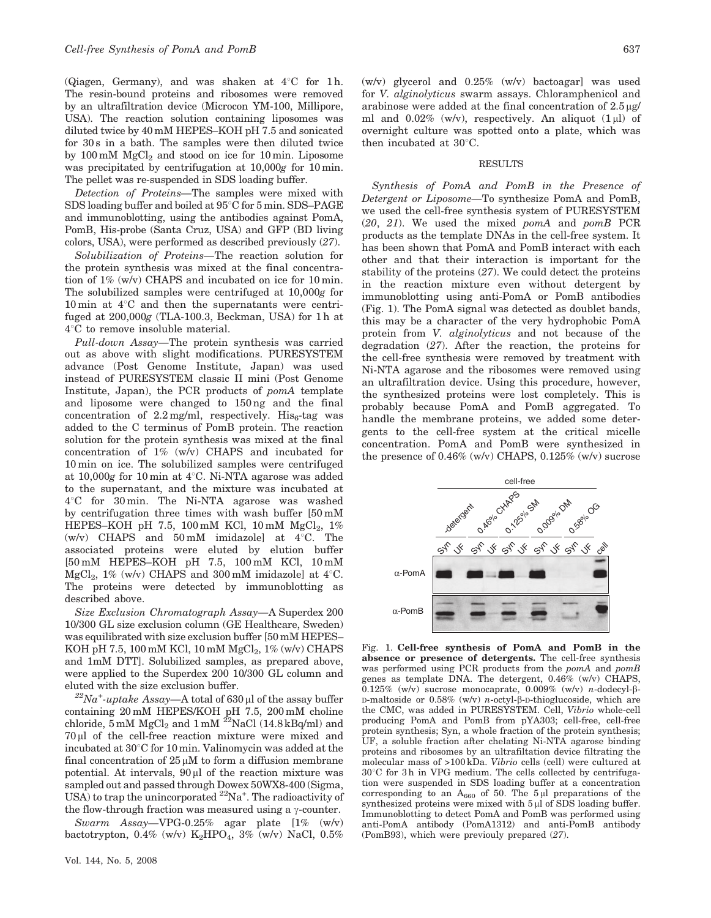(Qiagen, Germany), and was shaken at 4°C for 1 h. The resin-bound proteins and ribosomes were removed by an ultrafiltration device (Microcon YM-100, Millipore, USA). The reaction solution containing liposomes was diluted twice by 40 mM HEPES–KOH pH 7.5 and sonicated for 30 s in a bath. The samples were then diluted twice by 100 mM $MgCl_2$ and stood on ice for 10 min. Liposome was precipitated by centrifugation at 10,000*g* for 10 min. The pellet was re-suspended in SDS loading buffer.

*Detection of Proteins*—The samples were mixed with SDS loading buffer and boiled at 95°C for 5 min. SDS–PAGE and immunoblotting, using the antibodies against PomA, PomB, His-probe (Santa Cruz, USA) and GFP (BD living colors, USA), were performed as described previously (*27*).

*Solubilization of Proteins*—The reaction solution for the protein synthesis was mixed at the final concentration of 1% (w/v) CHAPS and incubated on ice for 10 min. The solubilized samples were centrifuged at 10,000*g* for 10 min at 4°C and then the supernatants were centrifuged at 200,000*g* (TLA-100.3, Beckman, USA) for 1 h at 4°C to remove insoluble material.

*Pull-down Assay*—The protein synthesis was carried out as above with slight modifications. PURESYSTEM advance (Post Genome Institute, Japan) was used instead of PURESYSTEM classic II mini (Post Genome Institute, Japan), the PCR products of *pomA* template and liposome were changed to 150 ng and the final concentration of 2.2 mg/ml, respectively. $His_6$-tag was added to the C terminus of PomB protein. The reaction solution for the protein synthesis was mixed at the final concentration of 1% (w/v) CHAPS and incubated for 10 min on ice. The solubilized samples were centrifuged at 10,000*g* for 10 min at 4°C. Ni-NTA agarose was added to the supernatant, and the mixture was incubated at 4°C for 30 min. The Ni-NTA agarose was washed by centrifugation three times with wash buffer [50 mM HEPES–KOH pH 7.5, 100 mM KCl, 10 mM $MgCl_2$, 1% (w/v) CHAPS and 50 mM imidazole] at 4°C. The associated proteins were eluted by elution buffer [50 mM HEPES–KOH pH 7.5, 100 mM KCl, 10 mM $MgCl_2$, 1% (w/v) CHAPS and 300 mM imidazole] at 4°C. The proteins were detected by immunoblotting as described above.

*Size Exclusion Chromatograph Assay*—A Superdex 200 10/300 GL size exclusion column (GE Healthcare, Sweden) was equilibrated with size exclusion buffer [50 mM HEPES–KOH pH 7.5, 100 mM KCl, 10 mM $MgCl_2$, 1% (w/v) CHAPS and 1mM DTT]. Solubilized samples, as prepared above, were applied to the Superdex 200 10/300 GL column and eluted with the size exclusion buffer.

*$^{22}Na^+$-uptake Assay*—A total of 630 µl of the assay buffer containing 20 mM HEPES/KOH pH 7.5, 200 mM choline chloride, 5 mM $MgCl_2$ and 1 mM $^{22}NaCl$ (14.8 kBq/ml) and 70 µl of the cell-free reaction mixture were mixed and incubated at 30°C for 10 min. Valinomycin was added at the final concentration of 25 µM to form a diffusion membrane potential. At intervals, 90 µl of the reaction mixture was sampled out and passed through Dowex 50WX8-400 (Sigma, USA) to trap the unincorporated $^{22}Na^+$. The radioactivity of the flow-through fraction was measured using a γ-counter.

*Swarm Assay*—VPG-0.25% agar plate [1% (w/v) bactotrypton, 0.4% (w/v) $K_2HPO_4$, 3% (w/v) NaCl, 0.5% (w/v) glycerol and 0.25% (w/v) bactoagar] was used for *V. alginolyticus* swarm assays. Chloramphenicol and arabinose were added at the final concentration of 2.5 µg/ml and 0.02% (w/v), respectively. An aliquot (1 µl) of overnight culture was spotted onto a plate, which was then incubated at 30°C.

## RESULTS

*Synthesis of PomA and PomB in the Presence of Detergent or Liposome*—To synthesize PomA and PomB, we used the cell-free synthesis system of PURESYSTEM (*20*, *21*). We used the mixed *pomA* and *pomB* PCR products as the template DNAs in the cell-free system. It has been shown that PomA and PomB interact with each other and that their interaction is important for the stability of the proteins (*27*). We could detect the proteins in the reaction mixture even without detergent by immunoblotting using anti-PomA or PomB antibodies (Fig. 1). The PomA signal was detected as doublet bands, this may be a character of the very hydrophobic PomA protein from *V. alginolyticus* and not because of the degradation (*27*). After the reaction, the proteins for the cell-free synthesis were removed by treatment with Ni-NTA agarose and the ribosomes were removed using an ultrafiltration device. Using this procedure, however, the synthesized proteins were lost completely. This is probably because PomA and PomB aggregated. To handle the membrane proteins, we added some detergents to the cell-free system at the critical micelle concentration. PomA and PomB were synthesized in the presence of 0.46% (w/v) CHAPS, 0.125% (w/v) sucrose

Fig. 1. **Cell-free synthesis of PomA and PomB in the absence or presence of detergents.** The cell-free synthesis was performed using PCR products from the *pomA* and *pomB* genes as template DNA. The detergent, 0.46% (w/v) CHAPS, 0.125% (w/v) sucrose monocaprate, 0.009% (w/v) *n*-dodecyl-β-D-maltoside or 0.58% (w/v) *n*-octyl-β-D-thioglucoside, which are the CMC, was added in PURESYSTEM. Cell, *Vibrio* whole-cell producing PomA and PomB from pYA303; cell-free, cell-free protein synthesis; Syn, a whole fraction of the protein synthesis; UF, a soluble fraction after chelating Ni-NTA agarose binding proteins and ribosomes by an ultrafiltation device filtrating the molecular mass of >100 kDa. *Vibrio* cells (cell) were cultured at 30°C for 3 h in VPG medium. The cells collected by centrifugation were suspended in SDS loading buffer at a concentration corresponding to an $A_{660}$ of 50. The 5 µl preparations of the synthesized proteins were mixed with 5 µl of SDS loading buffer. Immunoblotting to detect PomA and PomB was performed using anti-PomA antibody (PomA1312) and anti-PomB antibody (PomB93), which were previously prepared (*27*).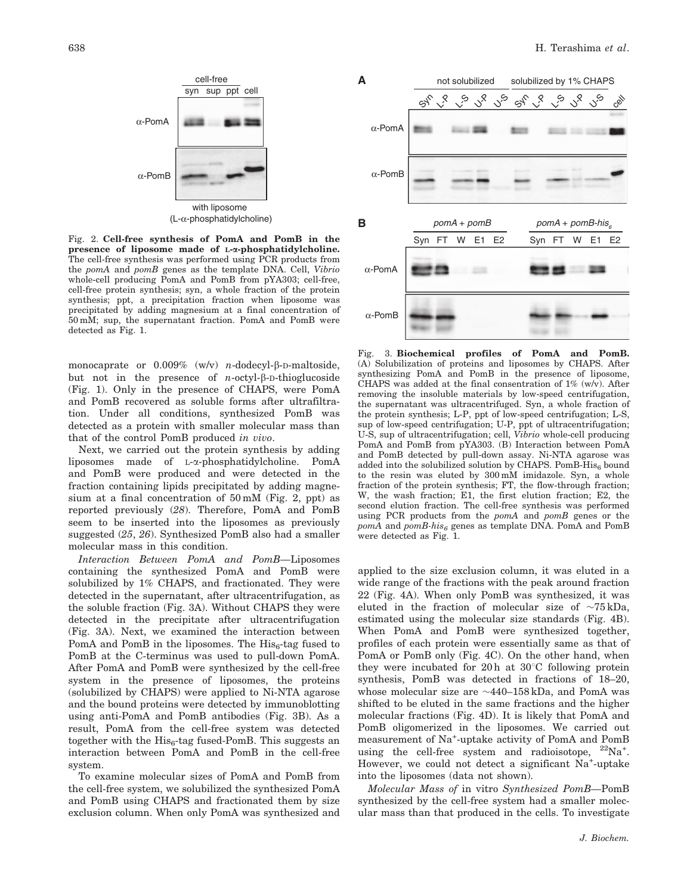Fig. 2. **Cell-free synthesis of PomA and PomB in the presence of liposome made of L-α-phosphatidylcholine.** The cell-free synthesis was performed using PCR products from the *pomA* and *pomB* genes as the template DNA. Cell, *Vibrio* whole-cell producing PomA and PomB from pYA303; cell-free, cell-free protein synthesis; syn, a whole fraction of the protein synthesis; ppt, a precipitation fraction when liposome was precipitated by adding magnesium at a final concentration of 50 mM; sup, the supernatant fraction. PomA and PomB were detected as Fig. 1.

monocaprate or 0.009% (w/v) *n*-dodecyl-β-D-maltoside, but not in the presence of *n*-octyl-β-D-thioglucoside (Fig. 1). Only in the presence of CHAPS, were PomA and PomB recovered as soluble forms after ultrafiltration. Under all conditions, synthesized PomB was detected as a protein with smaller molecular mass than that of the control PomB produced *in vivo*.

Next, we carried out the protein synthesis by adding liposomes made of L-α-phosphatidylcholine. PomA and PomB were produced and were detected in the fraction containing lipids precipitated by adding magnesium at a final concentration of 50 mM (Fig. 2, ppt) as reported previously (*28*). Therefore, PomA and PomB seem to be inserted into the liposomes as previously suggested (*25*, *26*). Synthesized PomB also had a smaller molecular mass in this condition.

*Interaction Between PomA and PomB*—Liposomes containing the synthesized PomA and PomB were solubilized by 1% CHAPS, and fractionated. They were detected in the supernatant, after ultracentrifugation, as the soluble fraction (Fig. 3A). Without CHAPS they were detected in the precipitate after ultracentrifugation (Fig. 3A). Next, we examined the interaction between PomA and PomB in the liposomes. The $His_6$-tag fused to PomB at the C-terminus was used to pull-down PomA. After PomA and PomB were synthesized by the cell-free system in the presence of liposomes, the proteins (solubilized by CHAPS) were applied to Ni-NTA agarose and the bound proteins were detected by immunoblotting using anti-PomA and PomB antibodies (Fig. 3B). As a result, PomA from the cell-free system was detected together with the $His_6$-tag fused-PomB. This suggests an interaction between PomA and PomB in the cell-free system.

To examine molecular sizes of PomA and PomB from the cell-free system, we solubilized the synthesized PomA and PomB using CHAPS and fractionated them by size exclusion column. When only PomA was synthesized and applied to the size exclusion column, it was eluted in a wide range of the fractions with the peak around fraction 22 (Fig. 4A). When only PomB was synthesized, it was eluted in the fraction of molecular size of ~75 kDa, estimated using the molecular size standards (Fig. 4B). When PomA and PomB were synthesized together, profiles of each protein were essentially same as that of PomA or PomB only (Fig. 4C). On the other hand, when they were incubated for 20 h at 30°C following protein synthesis, PomB was detected in fractions of 18–20, whose molecular size are ~440–158 kDa, and PomA was shifted to be eluted in the same fractions and the higher molecular fractions (Fig. 4D). It is likely that PomA and PomB oligomerized in the liposomes. We carried out measurement of $Na^+$-uptake activity of PomA and PomB using the cell-free system and radioisotope, $^{22}Na^+$. However, we could not detect a significant $Na^+$-uptake into the liposomes (data not shown).

Fig. 3. **Biochemical profiles of PomA and PomB.** (A) Solubilization of proteins and liposomes by CHAPS. After synthesizing PomA and PomB in the presence of liposome, CHAPS was added at the final consentration of 1% (w/v). After removing the insoluble materials by low-speed centrifugation, the supernatant was ultracentrifuged. Syn, a whole fraction of the protein synthesis; L-P, ppt of low-speed centrifugation; L-S, sup of low-speed centrifugation; U-P, ppt of ultracentrifugation; U-S, sup of ultracentrifugation; cell, *Vibrio* whole-cell producing PomA and PomB from pYA303. (B) Interaction between PomA and PomB detected by pull-down assay. Ni-NTA agarose was added into the solubilized solution by CHAPS. PomB-$His_6$ bound to the resin was eluted by 300 mM imidazole. Syn, a whole fraction of the protein synthesis; FT, the flow-through fraction; W, the wash fraction; E1, the first elution fraction; E2, the second elution fraction. The cell-free synthesis was performed using PCR products from the *pomA* and *pomB* genes or the *pomA* and *pomB-his$_6$* genes as template DNA. PomA and PomB were detected as Fig. 1.

*Molecular Mass of* in vitro *Synthesized PomB*—PomB synthesized by the cell-free system had a smaller molecular mass than that produced in the cells. To investigate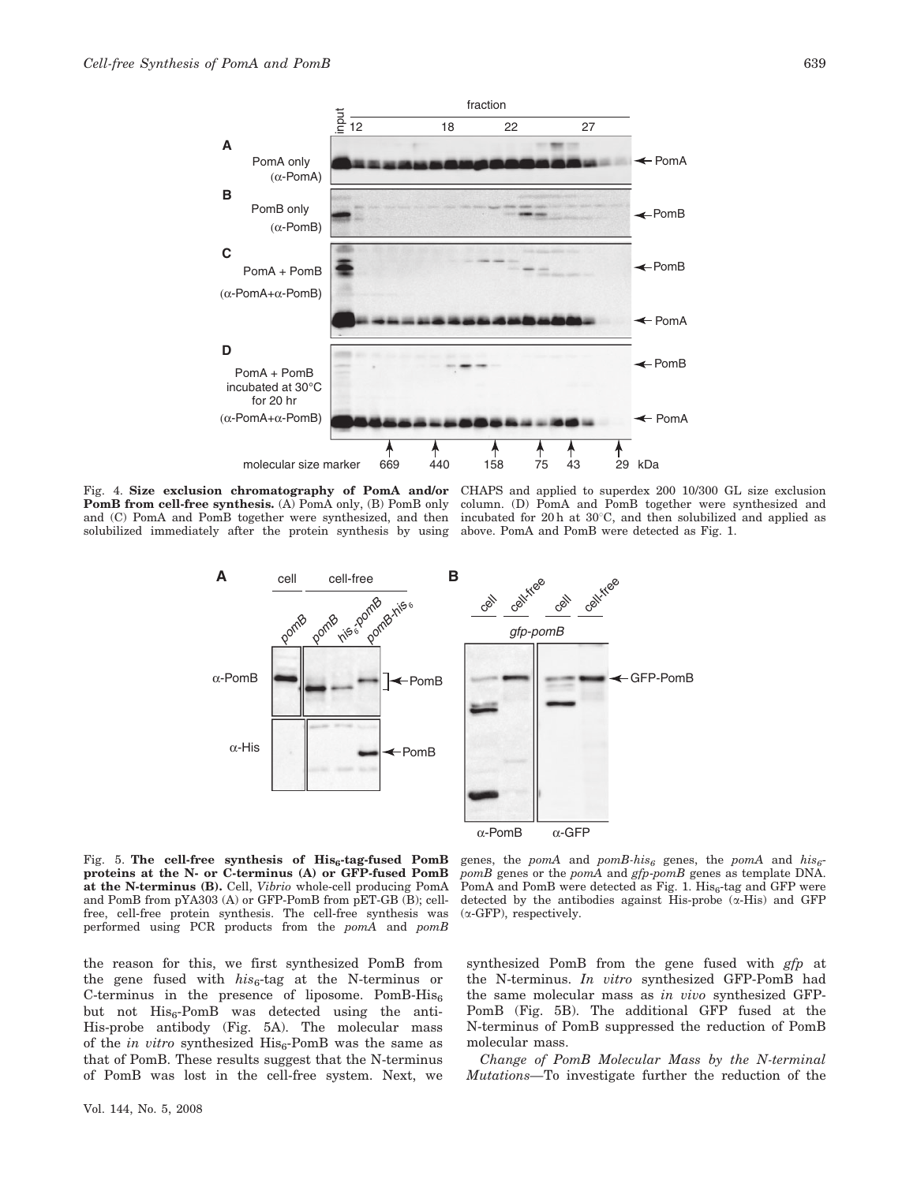Fig. 4. **Size exclusion chromatography of PomA and/or PomB from cell-free synthesis.** (A) PomA only, (B) PomB only and (C) PomA and PomB together were synthesized, and then solubilized immediately after the protein synthesis by using CHAPS and applied to superdex 200 10/300 GL size exclusion column. (D) PomA and PomB together were synthesized and incubated for 20 h at 30°C, and then solubilized and applied as above. PomA and PomB were detected as Fig. 1.

Fig. 5. **The cell-free synthesis of $His_6$-tag-fused PomB proteins at the N- or C-terminus (A) or GFP-fused PomB at the N-terminus (B).** Cell, *Vibrio* whole-cell producing PomA and PomB from pYA303 (A) or GFP-PomB from pET-GB (B); cell-free, cell-free protein synthesis. The cell-free synthesis was performed using PCR products from the *pomA* and *pomB* genes, the *pomA* and *pomB-his₆* genes, the *pomA* and *his₆-pomB* genes or the *pomA* and *gfp-pomB* genes as template DNA. PomA and PomB were detected as Fig. 1. $His_6$-tag and GFP were detected by the antibodies against His-probe (α-His) and GFP (α-GFP), respectively.

the reason for this, we first synthesized PomB from the gene fused with *his₆*-tag at the N-terminus or C-terminus in the presence of liposome. PomB-$His_6$ but not $His_6$-PomB was detected using the anti-His-probe antibody (Fig. 5A). The molecular mass of the *in vitro* synthesized $His_6$-PomB was the same as that of PomB. These results suggest that the N-terminus of PomB was lost in the cell-free system. Next, we synthesized PomB from the gene fused with *gfp* at the N-terminus. *In vitro* synthesized GFP-PomB had the same molecular mass as *in vivo* synthesized GFP-PomB (Fig. 5B). The additional GFP fused at the N-terminus of PomB suppressed the reduction of PomB molecular mass.

*Change of PomB Molecular Mass by the N-terminal Mutations*—To investigate further the reduction of the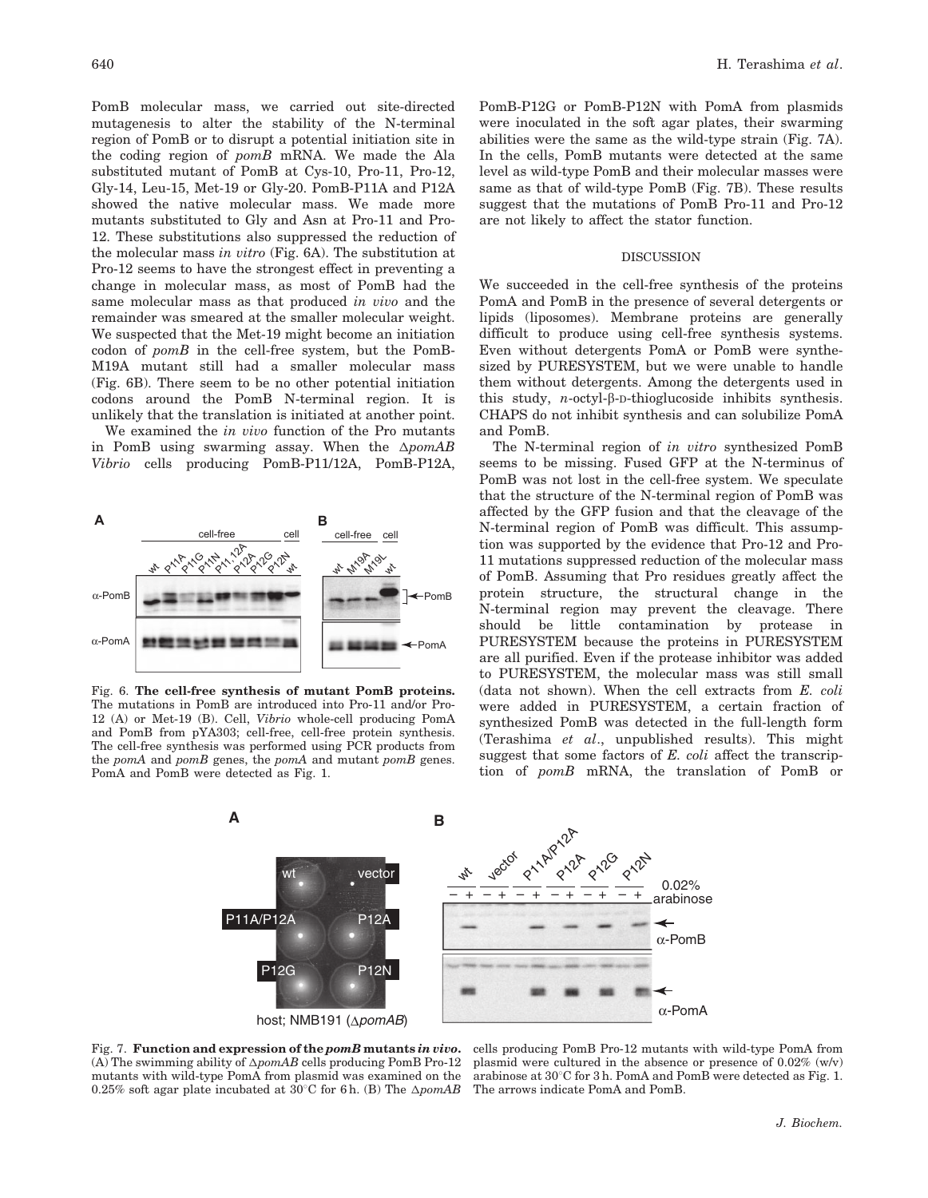PomB molecular mass, we carried out site-directed mutagenesis to alter the stability of the N-terminal region of PomB or to disrupt a potential initiation site in the coding region of *pomB* mRNA. We made the Ala substituted mutant of PomB at Cys-10, Pro-11, Pro-12, Gly-14, Leu-15, Met-19 or Gly-20. PomB-P11A and P12A showed the native molecular mass. We made more mutants substituted to Gly and Asn at Pro-11 and Pro-12. These substitutions also suppressed the reduction of the molecular mass *in vitro* (Fig. 6A). The substitution at Pro-12 seems to have the strongest effect in preventing a change in molecular mass, as most of PomB had the same molecular mass as that produced *in vivo* and the remainder was smeared at the smaller molecular weight. We suspected that the Met-19 might become an initiation codon of *pomB* in the cell-free system, but the PomB-M19A mutant still had a smaller molecular mass (Fig. 6B). There seem to be no other potential initiation codons around the PomB N-terminal region. It is unlikely that the translation is initiated at another point.

We examined the *in vivo* function of the Pro mutants in PomB using swarming assay. When the Δ*pomAB* *Vibrio* cells producing PomB-P11/12A, PomB-P12A, PomB-P12G or PomB-P12N with PomA from plasmids were inoculated in the soft agar plates, their swarming abilities were the same as the wild-type strain (Fig. 7A). In the cells, PomB mutants were detected at the same level as wild-type PomB and their molecular masses were same as that of wild-type PomB (Fig. 7B). These results suggest that the mutations of PomB Pro-11 and Pro-12 are not likely to affect the stator function.

**Fig. 6. The cell-free synthesis of mutant PomB proteins.** The mutations in PomB are introduced into Pro-11 and/or Pro-12 (A) or Met-19 (B). Cell, *Vibrio* whole-cell producing PomA and PomB from pYA303; cell-free, cell-free protein synthesis. The cell-free synthesis was performed using PCR products from the *pomA* and *pomB* genes, the *pomA* and mutant *pomB* genes. PomA and PomB were detected as Fig. 1.

## DISCUSSION

We succeeded in the cell-free synthesis of the proteins PomA and PomB in the presence of several detergents or lipids (liposomes). Membrane proteins are generally difficult to produce using cell-free synthesis systems. Even without detergents PomA or PomB were synthesized by PURESYSTEM, but we were unable to handle them without detergents. Among the detergents used in this study, *n*-octyl-β-D-thioglucoside inhibits synthesis. CHAPS do not inhibit synthesis and can solubilize PomA and PomB.

The N-terminal region of *in vitro* synthesized PomB seems to be missing. Fused GFP at the N-terminus of PomB was not lost in the cell-free system. We speculate that the structure of the N-terminal region of PomB was affected by the GFP fusion and that the cleavage of the N-terminal region of PomB was difficult. This assumption was supported by the evidence that Pro-12 and Pro-11 mutations suppressed reduction of the molecular mass of PomB. Assuming that Pro residues greatly affect the protein structure, the structural change in the N-terminal region may prevent the cleavage. There should be little contamination by protease in PURESYSTEM because the proteins in PURESYSTEM are all purified. Even if the protease inhibitor was added to PURESYSTEM, the molecular mass was still small (data not shown). When the cell extracts from *E. coli* were added in PURESYSTEM, a certain fraction of synthesized PomB was detected in the full-length form (Terashima *et al*., unpublished results). This might suggest that some factors of *E. coli* affect the transcription of *pomB* mRNA, the translation of PomB or

**Fig. 7. Function and expression of the *pomB* mutants *in vivo*.** (A) The swimming ability of Δ*pomAB* cells producing PomB Pro-12 mutants with wild-type PomA from plasmid was examined on the 0.25% soft agar plate incubated at 30°C for 6 h. (B) The Δ*pomAB* cells producing PomB Pro-12 mutants with wild-type PomA from plasmid were cultured in the absence or presence of 0.02% (w/v) arabinose at 30°C for 3 h. PomA and PomB were detected as Fig. 1. The arrows indicate PomA and PomB.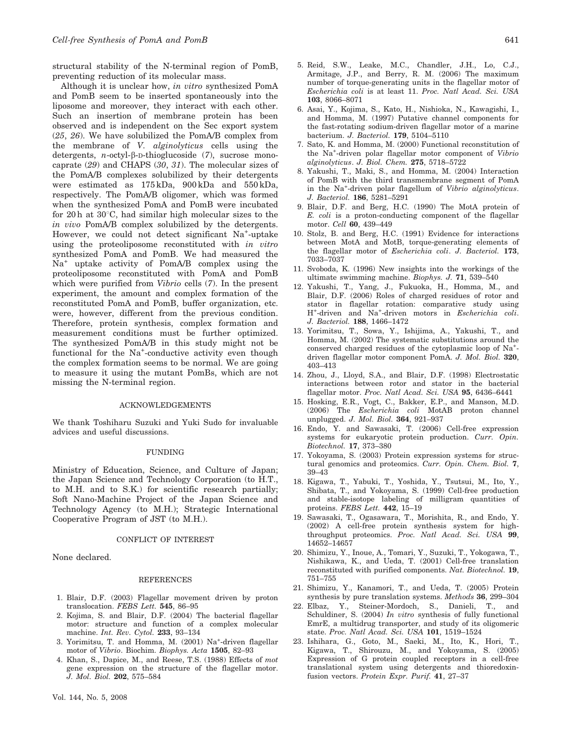structural stability of the N-terminal region of PomB, preventing reduction of its molecular mass.

Although it is unclear how, *in vitro* synthesized PomA and PomB seem to be inserted spontaneously into the liposome and moreover, they interact with each other. Such an insertion of membrane protein has been observed and is independent on the Sec export system (*25*, *26*). We have solubilized the PomA/B complex from the membrane of *V. alginolyticus* cells using the detergents, *n*-octyl-β-D-thioglucoside (*7*), sucrose monocaprate (*29*) and CHAPS (*30*, *31*). The molecular sizes of the PomA/B complexes solubilized by their detergents were estimated as 175 kDa, 900 kDa and 550 kDa, respectively. The PomA/B oligomer, which was formed when the synthesized PomA and PomB were incubated for 20 h at 30°C, had similar high molecular sizes to the *in vivo* PomA/B complex solubilized by the detergents. However, we could not detect significant $Na^+$-uptake using the proteoliposome reconstituted with *in vitro* synthesized PomA and PomB. We had measured the $Na^+$ uptake activity of PomA/B complex using the proteoliposome reconstituted with PomA and PomB which were purified from *Vibrio* cells (*7*). In the present experiment, the amount and complex formation of the reconstituted PomA and PomB, buffer organization, etc. were, however, different from the previous condition. Therefore, protein synthesis, complex formation and measurement conditions must be further optimized. The synthesized PomA/B in this study might not be functional for the $Na^+$-conductive activity even though the complex formation seems to be normal. We are going to measure it using the mutant PomBs, which are not missing the N-terminal region.

## ACKNOWLEDGEMENTS

We thank Toshiharu Suzuki and Yuki Sudo for invaluable advices and useful discussions.

## FUNDING

Ministry of Education, Science, and Culture of Japan; the Japan Science and Technology Corporation (to H.T., to M.H. and to S.K.) for scientific research partially; Soft Nano-Machine Project of the Japan Science and Technology Agency (to M.H.); Strategic International Cooperative Program of JST (to M.H.).

## CONFLICT OF INTEREST

None declared.

## REFERENCES

1. Blair, D.F. (2003) Flagellar movement driven by proton translocation. *FEBS Lett.* **545**, 86–95
2. Kojima, S. and Blair, D.F. (2004) The bacterial flagellar motor: structure and function of a complex molecular machine. *Int. Rev. Cytol.* **233**, 93–134
3. Yorimitsu, T. and Homma, M. (2001) $Na^+$-driven flagellar motor of *Vibrio*. Biochim. *Biophys. Acta* **1505**, 82–93
4. Khan, S., Dapice, M., and Reese, T.S. (1988) Effects of *mot* gene expression on the structure of the flagellar motor. *J. Mol. Biol.* **202**, 575–584
5. Reid, S.W., Leake, M.C., Chandler, J.H., Lo, C.J., Armitage, J.P., and Berry, R. M. (2006) The maximum number of torque-generating units in the flagellar motor of *Escherichia coli* is at least 11. *Proc. Natl Acad. Sci. USA* **103**, 8066–8071
6. Asai, Y., Kojima, S., Kato, H., Nishioka, N., Kawagishi, I., and Homma, M. (1997) Putative channel components for the fast-rotating sodium-driven flagellar motor of a marine bacterium. *J. Bacteriol.* **179**, 5104–5110
7. Sato, K. and Homma, M. (2000) Functional reconstitution of the $Na^+$-driven polar flagellar motor component of *Vibrio alginolyticus*. *J. Biol. Chem.* **275**, 5718–5722
8. Yakushi, T., Maki, S., and Homma, M. (2004) Interaction of PomB with the third transmembrane segment of PomA in the $Na^+$-driven polar flagellum of *Vibrio alginolyticus*. *J. Bacteriol.* **186**, 5281–5291
9. Blair, D.F. and Berg, H.C. (1990) The MotA protein of *E. coli* is a proton-conducting component of the flagellar motor. *Cell* **60**, 439–449
10. Stolz, B. and Berg, H.C. (1991) Evidence for interactions between MotA and MotB, torque-generating elements of the flagellar motor of *Escherichia coli*. *J. Bacteriol.* **173**, 7033–7037
11. Svoboda, K. (1996) New insights into the workings of the ultimate swimming machine. *Biophys. J.* **71**, 539–540
12. Yakushi, T., Yang, J., Fukuoka, H., Homma, M., and Blair, D.F. (2006) Roles of charged residues of rotor and stator in flagellar rotation: comparative study using $H^+$-driven and $Na^+$-driven motors in *Escherichia coli*. *J. Bacteriol.* **188**, 1466–1472
13. Yorimitsu, T., Sowa, Y., Ishijima, A., Yakushi, T., and Homma, M. (2002) The systematic substitutions around the conserved charged residues of the cytoplasmic loop of $Na^+$-driven flagellar motor component PomA. *J. Mol. Biol.* **320**, 403–413
14. Zhou, J., Lloyd, S.A., and Blair, D.F. (1998) Electrostatic interactions between rotor and stator in the bacterial flagellar motor. *Proc. Natl Acad. Sci. USA* **95**, 6436–6441
15. Hosking, E.R., Vogt, C., Bakker, E.P., and Manson, M.D. (2006) The *Escherichia coli* MotAB proton channel unplugged. *J. Mol. Biol.* **364**, 921–937
16. Endo, Y. and Sawasaki, T. (2006) Cell-free expression systems for eukaryotic protein production. *Curr. Opin. Biotechnol.* **17**, 373–380
17. Yokoyama, S. (2003) Protein expression systems for structural genomics and proteomics. *Curr. Opin. Chem. Biol.* **7**, 39–43
18. Kigawa, T., Yabuki, T., Yoshida, Y., Tsutsui, M., Ito, Y., Shibata, T., and Yokoyama, S. (1999) Cell-free production and stable-isotope labeling of milligram quantities of proteins. *FEBS Lett.* **442**, 15–19
19. Sawasaki, T., Ogasawara, T., Morishita, R., and Endo, Y. (2002) A cell-free protein synthesis system for high-throughput proteomics. *Proc. Natl Acad. Sci. USA* **99**, 14652–14657
20. Shimizu, Y., Inoue, A., Tomari, Y., Suzuki, T., Yokogawa, T., Nishikawa, K., and Ueda, T. (2001) Cell-free translation reconstituted with purified components. *Nat. Biotechnol.* **19**, 751–755
21. Shimizu, Y., Kanamori, T., and Ueda, T. (2005) Protein synthesis by pure translation systems. *Methods* **36**, 299–304
22. Elbaz, Y., Steiner-Mordoch, S., Danieli, T., and Schuldiner, S. (2004) *In vitro* synthesis of fully functional EmrE, a multidrug transporter, and study of its oligomeric state. *Proc. Natl Acad. Sci. USA* **101**, 1519–1524
23. Ishihara, G., Goto, M., Saeki, M., Ito, K., Hori, T., Kigawa, T., Shirouzu, M., and Yokoyama, S. (2005) Expression of G protein coupled receptors in a cell-free translational system using detergents and thioredoxin-fusion vectors. *Protein Expr. Purif.* **41**, 27–37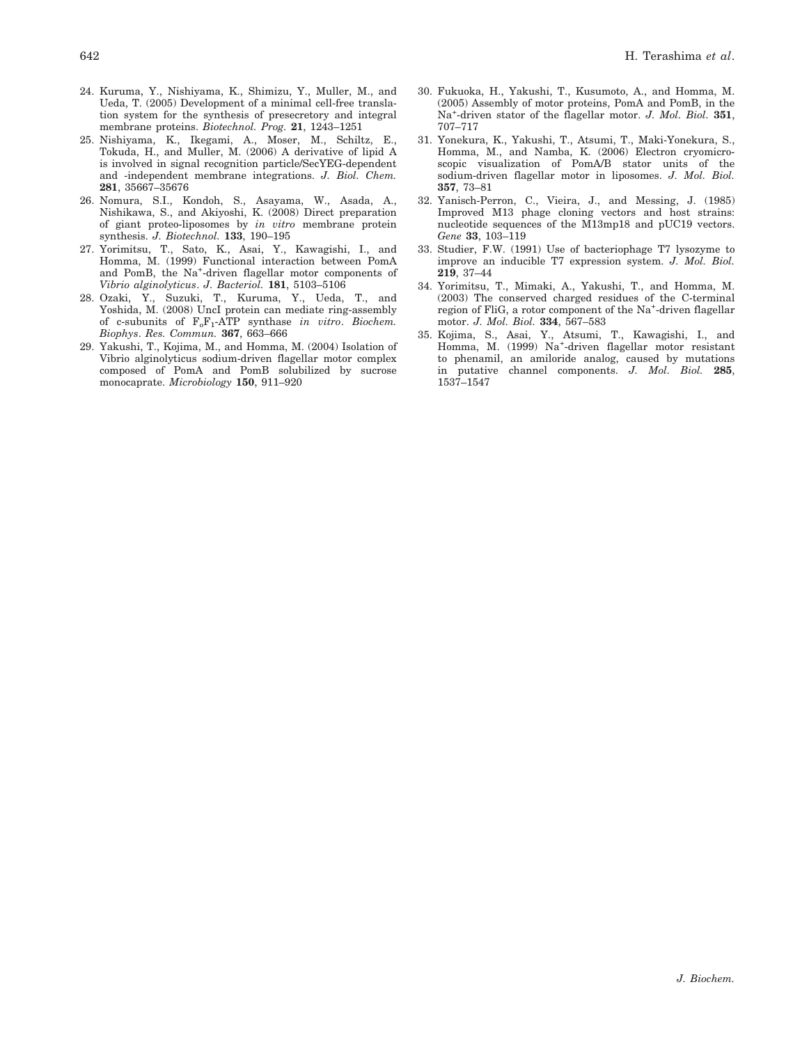24. Kuruma, Y., Nishiyama, K., Shimizu, Y., Muller, M., and Ueda, T. (2005) Development of a minimal cell-free translation system for the synthesis of presecretory and integral membrane proteins. *Biotechnol. Prog.* **21**, 1243–1251
25. Nishiyama, K., Ikegami, A., Moser, M., Schiltz, E., Tokuda, H., and Muller, M. (2006) A derivative of lipid A is involved in signal recognition particle/SecYEG-dependent and -independent membrane integrations. *J. Biol. Chem.* **281**, 35667–35676
26. Nomura, S.I., Kondoh, S., Asayama, W., Asada, A., Nishikawa, S., and Akiyoshi, K. (2008) Direct preparation of giant proteo-liposomes by *in vitro* membrane protein synthesis. *J. Biotechnol.* **133**, 190–195
27. Yorimitsu, T., Sato, K., Asai, Y., Kawagishi, I., and Homma, M. (1999) Functional interaction between PomA and PomB, the $Na^{+}$-driven flagellar motor components of *Vibrio alginolyticus*. *J. Bacteriol.* **181**, 5103–5106
28. Ozaki, Y., Suzuki, T., Kuruma, Y., Ueda, T., and Yoshida, M. (2008) UncI protein can mediate ring-assembly of c-subunits of $F_oF_1$-ATP synthase *in vitro*. *Biochem. Biophys. Res. Commun.* **367**, 663–666
29. Yakushi, T., Kojima, M., and Homma, M. (2004) Isolation of Vibrio alginolyticus sodium-driven flagellar motor complex composed of PomA and PomB solubilized by sucrose monocaprate. *Microbiology* **150**, 911–920
30. Fukuoka, H., Yakushi, T., Kusumoto, A., and Homma, M. (2005) Assembly of motor proteins, PomA and PomB, in the $Na^{+}$-driven stator of the flagellar motor. *J. Mol. Biol.* **351**, 707–717
31. Yonekura, K., Yakushi, T., Atsumi, T., Maki-Yonekura, S., Homma, M., and Namba, K. (2006) Electron cryomicroscopic visualization of PomA/B stator units of the sodium-driven flagellar motor in liposomes. *J. Mol. Biol.* **357**, 73–81
32. Yanisch-Perron, C., Vieira, J., and Messing, J. (1985) Improved M13 phage cloning vectors and host strains: nucleotide sequences of the M13mp18 and pUC19 vectors. *Gene* **33**, 103–119
33. Studier, F.W. (1991) Use of bacteriophage T7 lysozyme to improve an inducible T7 expression system. *J. Mol. Biol.* **219**, 37–44
34. Yorimitsu, T., Mimaki, A., Yakushi, T., and Homma, M. (2003) The conserved charged residues of the C-terminal region of FliG, a rotor component of the $Na^{+}$-driven flagellar motor. *J. Mol. Biol.* **334**, 567–583
35. Kojima, S., Asai, Y., Atsumi, T., Kawagishi, I., and Homma, M. (1999) $Na^{+}$-driven flagellar motor resistant to phenamil, an amiloride analog, caused by mutations in putative channel components. *J. Mol. Biol.* **285**, 1537–1547